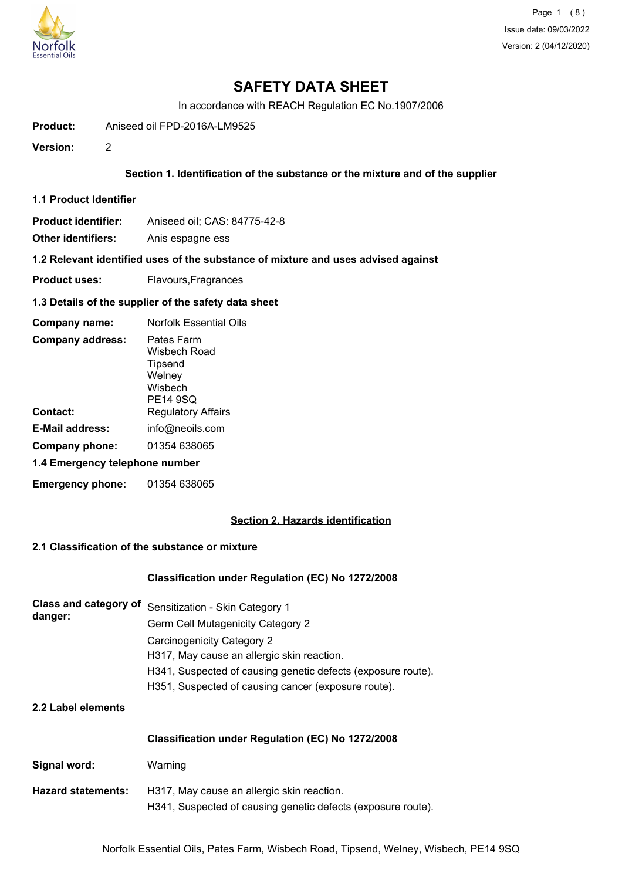# SAFETY DATA SHEET

In accordance with REACH Regulation EC No.1907/2006

**Product:** Aniseed oil FPD-2016A-LM9525

**Version:** 2

## Section 1. Identification of the substance or the mixture and of the supplier

### 1.1 Product Identifier

**Product identifier:** Aniseed oil; CAS: 84775-42-8

**Other identifiers:** Anis espagne ess

### 1.2 Relevant identified uses of the substance of mixture and uses advised against

**Product uses:** Flavours,Fragrances

### 1.3 Details of the supplier of the safety data sheet

**Company name:** Norfolk Essential Oils

**Company address:** Pates Farm
Wisbech Road
Tipsend
Welney
Wisbech
PE14 9SQ

**Contact:** Regulatory Affairs

**E-Mail address:** info@neoils.com

**Company phone:** 01354 638065

### 1.4 Emergency telephone number

**Emergency phone:** 01354 638065

## Section 2. Hazards identification

### 2.1 Classification of the substance or mixture

**Classification under Regulation (EC) No 1272/2008**

**Class and category of danger:**
Sensitization - Skin Category 1
Germ Cell Mutagenicity Category 2
Carcinogenicity Category 2
H317, May cause an allergic skin reaction.
H341, Suspected of causing genetic defects (exposure route).
H351, Suspected of causing cancer (exposure route).

### 2.2 Label elements

**Classification under Regulation (EC) No 1272/2008**

**Signal word:** Warning

**Hazard statements:**
H317, May cause an allergic skin reaction.
H341, Suspected of causing genetic defects (exposure route).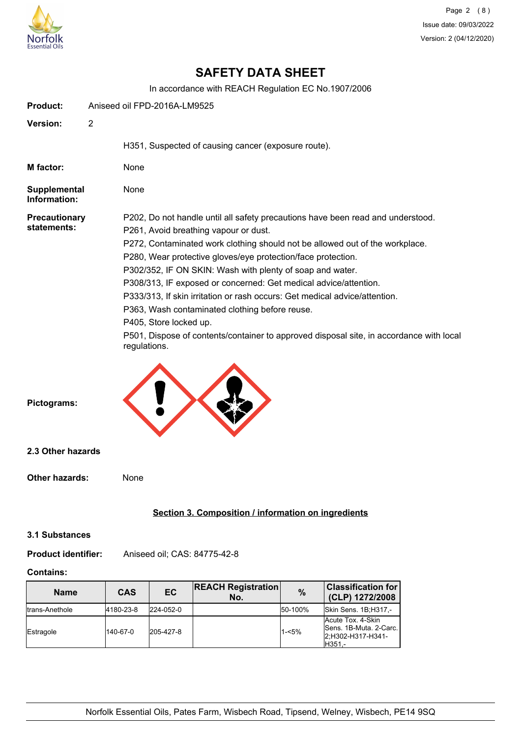# SAFETY DATA SHEET

In accordance with REACH Regulation EC No.1907/2006

**Product:** Aniseed oil FPD-2016A-LM9525

**Version:** 2

H351, Suspected of causing cancer (exposure route).

**M factor:** None

**Supplemental Information:** None

**Precautionary statements:**

P202, Do not handle until all safety precautions have been read and understood.
P261, Avoid breathing vapour or dust.
P272, Contaminated work clothing should not be allowed out of the workplace.
P280, Wear protective gloves/eye protection/face protection.
P302/352, IF ON SKIN: Wash with plenty of soap and water.
P308/313, IF exposed or concerned: Get medical advice/attention.
P333/313, If skin irritation or rash occurs: Get medical advice/attention.
P363, Wash contaminated clothing before reuse.
P405, Store locked up.
P501, Dispose of contents/container to approved disposal site, in accordance with local regulations.

**Pictograms:**

### 2.3 Other hazards

**Other hazards:** None

## Section 3. Composition / information on ingredients

### 3.1 Substances

**Product identifier:** Aniseed oil; CAS: 84775-42-8

**Contains:**

| Name | CAS | EC | REACH Registration No. | % | Classification for (CLP) 1272/2008 |
|---|---|---|---|---|---|
| trans-Anethole | 4180-23-8 | 224-052-0 | | 50-100% | Skin Sens. 1B;H317,- |
| Estragole | 140-67-0 | 205-427-8 | | 1-<5% | Acute Tox. 4-Skin Sens. 1B-Muta. 2-Carc. 2;H302-H317-H341-H351,- |

Norfolk Essential Oils, Pates Farm, Wisbech Road, Tipsend, Welney, Wisbech, PE14 9SQ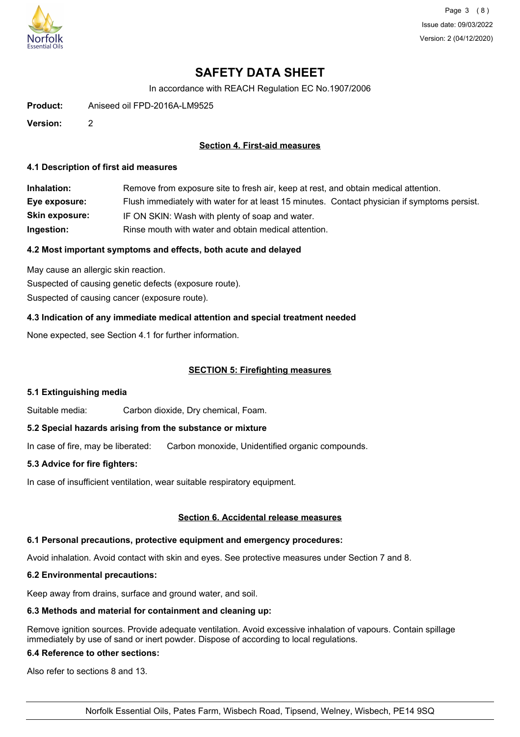# SAFETY DATA SHEET

In accordance with REACH Regulation EC No.1907/2006

**Product:** Aniseed oil FPD-2016A-LM9525

**Version:** 2

## Section 4. First-aid measures

### 4.1 Description of first aid measures

**Inhalation:** Remove from exposure site to fresh air, keep at rest, and obtain medical attention.

**Eye exposure:** Flush immediately with water for at least 15 minutes. Contact physician if symptoms persist.

**Skin exposure:** IF ON SKIN: Wash with plenty of soap and water.

**Ingestion:** Rinse mouth with water and obtain medical attention.

### 4.2 Most important symptoms and effects, both acute and delayed

May cause an allergic skin reaction.

Suspected of causing genetic defects (exposure route).

Suspected of causing cancer (exposure route).

### 4.3 Indication of any immediate medical attention and special treatment needed

None expected, see Section 4.1 for further information.

## SECTION 5: Firefighting measures

### 5.1 Extinguishing media

Suitable media: Carbon dioxide, Dry chemical, Foam.

### 5.2 Special hazards arising from the substance or mixture

In case of fire, may be liberated: Carbon monoxide, Unidentified organic compounds.

### 5.3 Advice for fire fighters:

In case of insufficient ventilation, wear suitable respiratory equipment.

## Section 6. Accidental release measures

### 6.1 Personal precautions, protective equipment and emergency procedures:

Avoid inhalation. Avoid contact with skin and eyes. See protective measures under Section 7 and 8.

### 6.2 Environmental precautions:

Keep away from drains, surface and ground water, and soil.

### 6.3 Methods and material for containment and cleaning up:

Remove ignition sources. Provide adequate ventilation. Avoid excessive inhalation of vapours. Contain spillage immediately by use of sand or inert powder. Dispose of according to local regulations.

### 6.4 Reference to other sections:

Also refer to sections 8 and 13.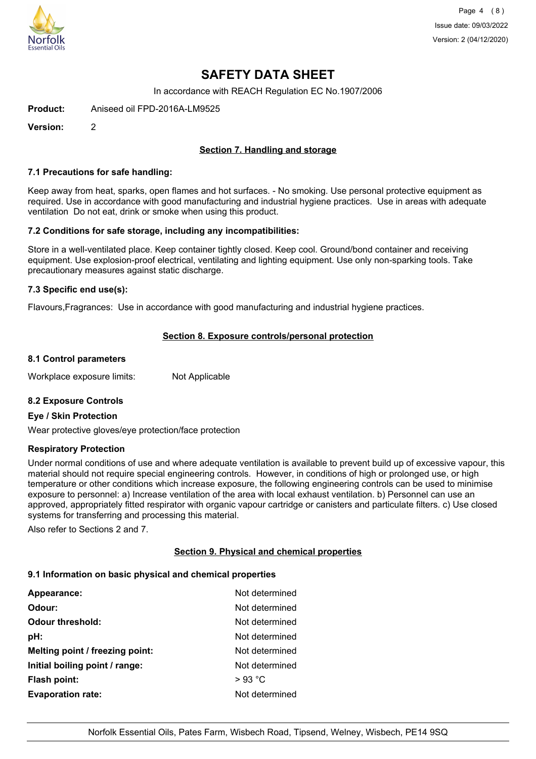# SAFETY DATA SHEET

In accordance with REACH Regulation EC No.1907/2006

**Product:** Aniseed oil FPD-2016A-LM9525

**Version:** 2

## Section 7. Handling and storage

### 7.1 Precautions for safe handling:

Keep away from heat, sparks, open flames and hot surfaces. - No smoking. Use personal protective equipment as required. Use in accordance with good manufacturing and industrial hygiene practices. Use in areas with adequate ventilation Do not eat, drink or smoke when using this product.

### 7.2 Conditions for safe storage, including any incompatibilities:

Store in a well-ventilated place. Keep container tightly closed. Keep cool. Ground/bond container and receiving equipment. Use explosion-proof electrical, ventilating and lighting equipment. Use only non-sparking tools. Take precautionary measures against static discharge.

### 7.3 Specific end use(s):

Flavours,Fragrances: Use in accordance with good manufacturing and industrial hygiene practices.

## Section 8. Exposure controls/personal protection

### 8.1 Control parameters

Workplace exposure limits: Not Applicable

### 8.2 Exposure Controls

**Eye / Skin Protection**

Wear protective gloves/eye protection/face protection

**Respiratory Protection**

Under normal conditions of use and where adequate ventilation is available to prevent build up of excessive vapour, this material should not require special engineering controls. However, in conditions of high or prolonged use, or high temperature or other conditions which increase exposure, the following engineering controls can be used to minimise exposure to personnel: a) Increase ventilation of the area with local exhaust ventilation. b) Personnel can use an approved, appropriately fitted respirator with organic vapour cartridge or canisters and particulate filters. c) Use closed systems for transferring and processing this material.

Also refer to Sections 2 and 7.

## Section 9. Physical and chemical properties

### 9.1 Information on basic physical and chemical properties

| | |
|---|---|
| **Appearance:** | Not determined |
| **Odour:** | Not determined |
| **Odour threshold:** | Not determined |
| **pH:** | Not determined |
| **Melting point / freezing point:** | Not determined |
| **Initial boiling point / range:** | Not determined |
| **Flash point:** | > 93 °C |
| **Evaporation rate:** | Not determined |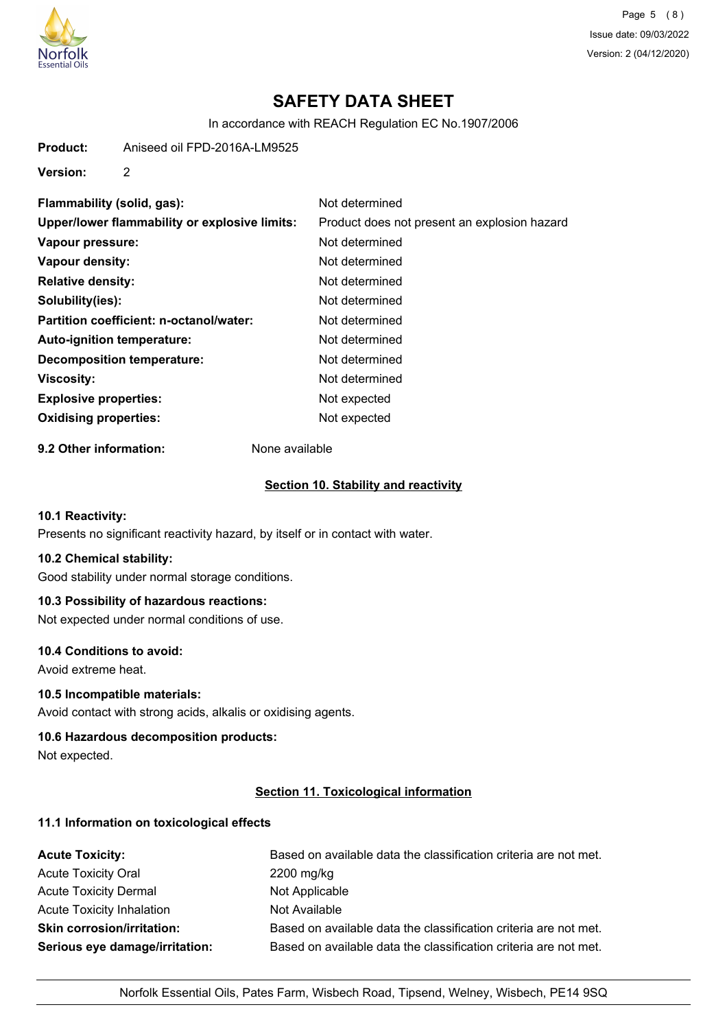# SAFETY DATA SHEET

In accordance with REACH Regulation EC No.1907/2006

**Product:** Aniseed oil FPD-2016A-LM9525

**Version:** 2

| | |
|---|---|
| **Flammability (solid, gas):** | Not determined |
| **Upper/lower flammability or explosive limits:** | Product does not present an explosion hazard |
| **Vapour pressure:** | Not determined |
| **Vapour density:** | Not determined |
| **Relative density:** | Not determined |
| **Solubility(ies):** | Not determined |
| **Partition coefficient: n-octanol/water:** | Not determined |
| **Auto-ignition temperature:** | Not determined |
| **Decomposition temperature:** | Not determined |
| **Viscosity:** | Not determined |
| **Explosive properties:** | Not expected |
| **Oxidising properties:** | Not expected |

**9.2 Other information:** None available

## Section 10. Stability and reactivity

### 10.1 Reactivity:

Presents no significant reactivity hazard, by itself or in contact with water.

### 10.2 Chemical stability:

Good stability under normal storage conditions.

### 10.3 Possibility of hazardous reactions:

Not expected under normal conditions of use.

### 10.4 Conditions to avoid:

Avoid extreme heat.

### 10.5 Incompatible materials:

Avoid contact with strong acids, alkalis or oxidising agents.

### 10.6 Hazardous decomposition products:

Not expected.

## Section 11. Toxicological information

### 11.1 Information on toxicological effects

| | |
|---|---|
| **Acute Toxicity:** | Based on available data the classification criteria are not met. |
| Acute Toxicity Oral | 2200 mg/kg |
| Acute Toxicity Dermal | Not Applicable |
| Acute Toxicity Inhalation | Not Available |
| **Skin corrosion/irritation:** | Based on available data the classification criteria are not met. |
| **Serious eye damage/irritation:** | Based on available data the classification criteria are not met. |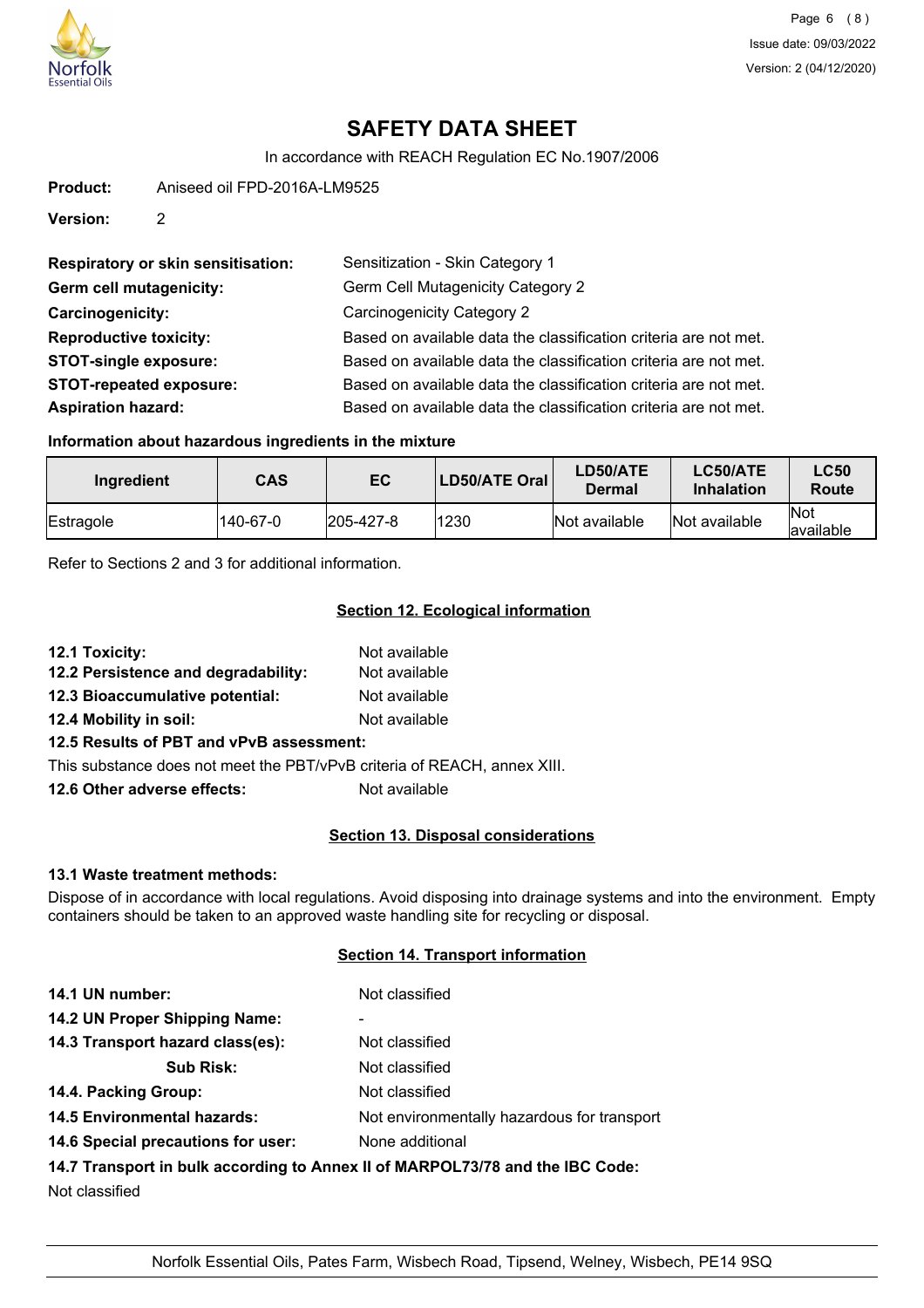# SAFETY DATA SHEET

In accordance with REACH Regulation EC No.1907/2006

**Product:** Aniseed oil FPD-2016A-LM9525

**Version:** 2

**Respiratory or skin sensitisation:** Sensitization - Skin Category 1
**Germ cell mutagenicity:** Germ Cell Mutagenicity Category 2
**Carcinogenicity:** Carcinogenicity Category 2
**Reproductive toxicity:** Based on available data the classification criteria are not met.
**STOT-single exposure:** Based on available data the classification criteria are not met.
**STOT-repeated exposure:** Based on available data the classification criteria are not met.
**Aspiration hazard:** Based on available data the classification criteria are not met.

**Information about hazardous ingredients in the mixture**

| Ingredient | CAS | EC | LD50/ATE Oral | LD50/ATE Dermal | LC50/ATE Inhalation | LC50 Route |
|---|---|---|---|---|---|---|
| Estragole | 140-67-0 | 205-427-8 | 1230 | Not available | Not available | Not available |

Refer to Sections 2 and 3 for additional information.

## Section 12. Ecological information

**12.1 Toxicity:** Not available
**12.2 Persistence and degradability:** Not available
**12.3 Bioaccumulative potential:** Not available
**12.4 Mobility in soil:** Not available
**12.5 Results of PBT and vPvB assessment:**
This substance does not meet the PBT/vPvB criteria of REACH, annex XIII.
**12.6 Other adverse effects:** Not available

## Section 13. Disposal considerations

**13.1 Waste treatment methods:**
Dispose of in accordance with local regulations. Avoid disposing into drainage systems and into the environment. Empty containers should be taken to an approved waste handling site for recycling or disposal.

## Section 14. Transport information

**14.1 UN number:** Not classified
**14.2 UN Proper Shipping Name:** -
**14.3 Transport hazard class(es):** Not classified
**Sub Risk:** Not classified
**14.4. Packing Group:** Not classified
**14.5 Environmental hazards:** Not environmentally hazardous for transport
**14.6 Special precautions for user:** None additional
**14.7 Transport in bulk according to Annex II of MARPOL73/78 and the IBC Code:**
Not classified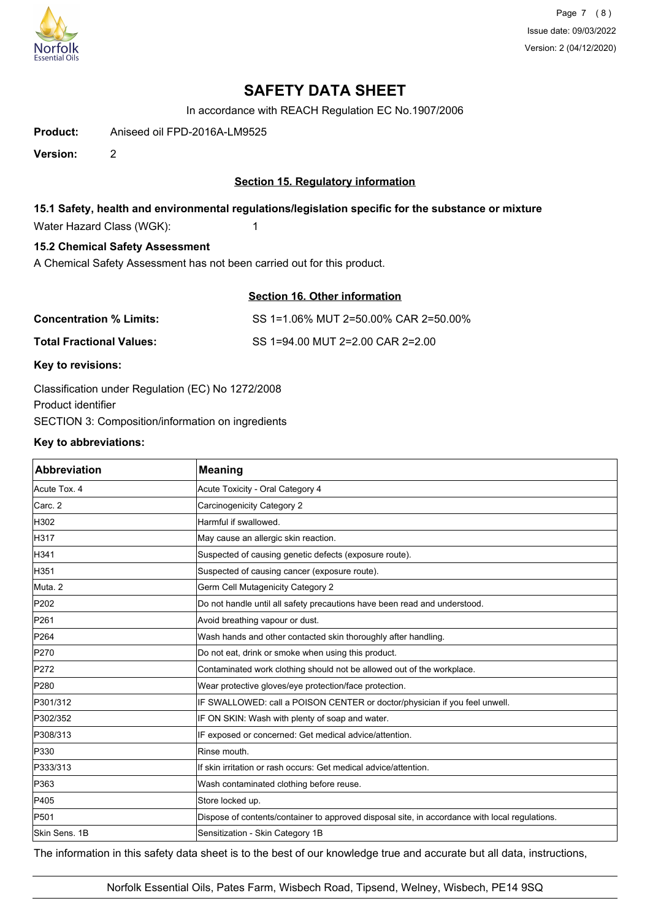# SAFETY DATA SHEET

In accordance with REACH Regulation EC No.1907/2006

**Product:** Aniseed oil FPD-2016A-LM9525

**Version:** 2

## Section 15. Regulatory information

### 15.1 Safety, health and environmental regulations/legislation specific for the substance or mixture

Water Hazard Class (WGK): 1

### 15.2 Chemical Safety Assessment

A Chemical Safety Assessment has not been carried out for this product.

## Section 16. Other information

**Concentration % Limits:** SS 1=1.06% MUT 2=50.00% CAR 2=50.00%

**Total Fractional Values:** SS 1=94.00 MUT 2=2.00 CAR 2=2.00

**Key to revisions:**

Classification under Regulation (EC) No 1272/2008
Product identifier
SECTION 3: Composition/information on ingredients

**Key to abbreviations:**

| Abbreviation | Meaning |
|---|---|
| Acute Tox. 4 | Acute Toxicity - Oral Category 4 |
| Carc. 2 | Carcinogenicity Category 2 |
| H302 | Harmful if swallowed. |
| H317 | May cause an allergic skin reaction. |
| H341 | Suspected of causing genetic defects (exposure route). |
| H351 | Suspected of causing cancer (exposure route). |
| Muta. 2 | Germ Cell Mutagenicity Category 2 |
| P202 | Do not handle until all safety precautions have been read and understood. |
| P261 | Avoid breathing vapour or dust. |
| P264 | Wash hands and other contacted skin thoroughly after handling. |
| P270 | Do not eat, drink or smoke when using this product. |
| P272 | Contaminated work clothing should not be allowed out of the workplace. |
| P280 | Wear protective gloves/eye protection/face protection. |
| P301/312 | IF SWALLOWED: call a POISON CENTER or doctor/physician if you feel unwell. |
| P302/352 | IF ON SKIN: Wash with plenty of soap and water. |
| P308/313 | IF exposed or concerned: Get medical advice/attention. |
| P330 | Rinse mouth. |
| P333/313 | If skin irritation or rash occurs: Get medical advice/attention. |
| P363 | Wash contaminated clothing before reuse. |
| P405 | Store locked up. |
| P501 | Dispose of contents/container to approved disposal site, in accordance with local regulations. |
| Skin Sens. 1B | Sensitization - Skin Category 1B |

The information in this safety data sheet is to the best of our knowledge true and accurate but all data, instructions,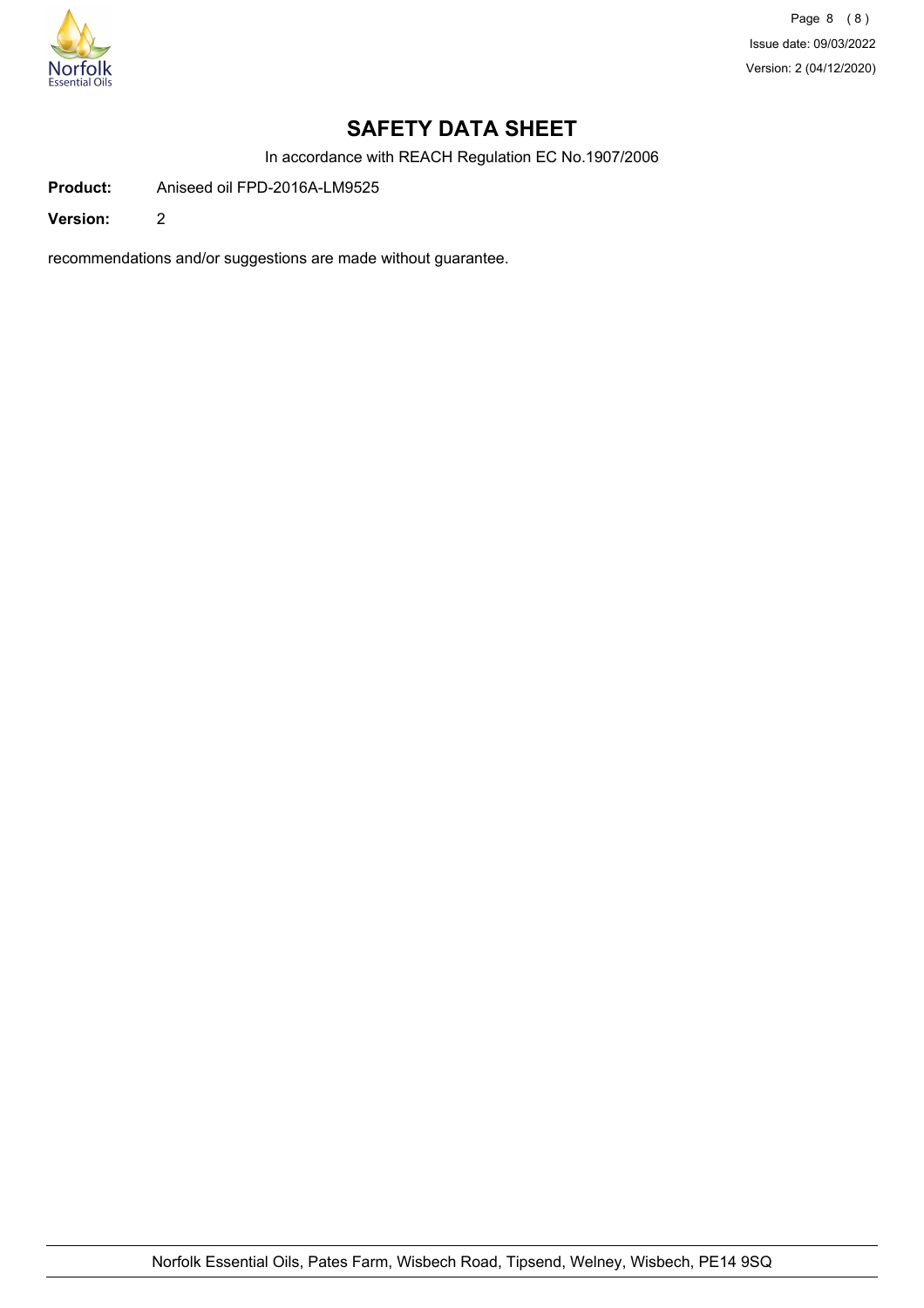recommendations and/or suggestions are made without guarantee.